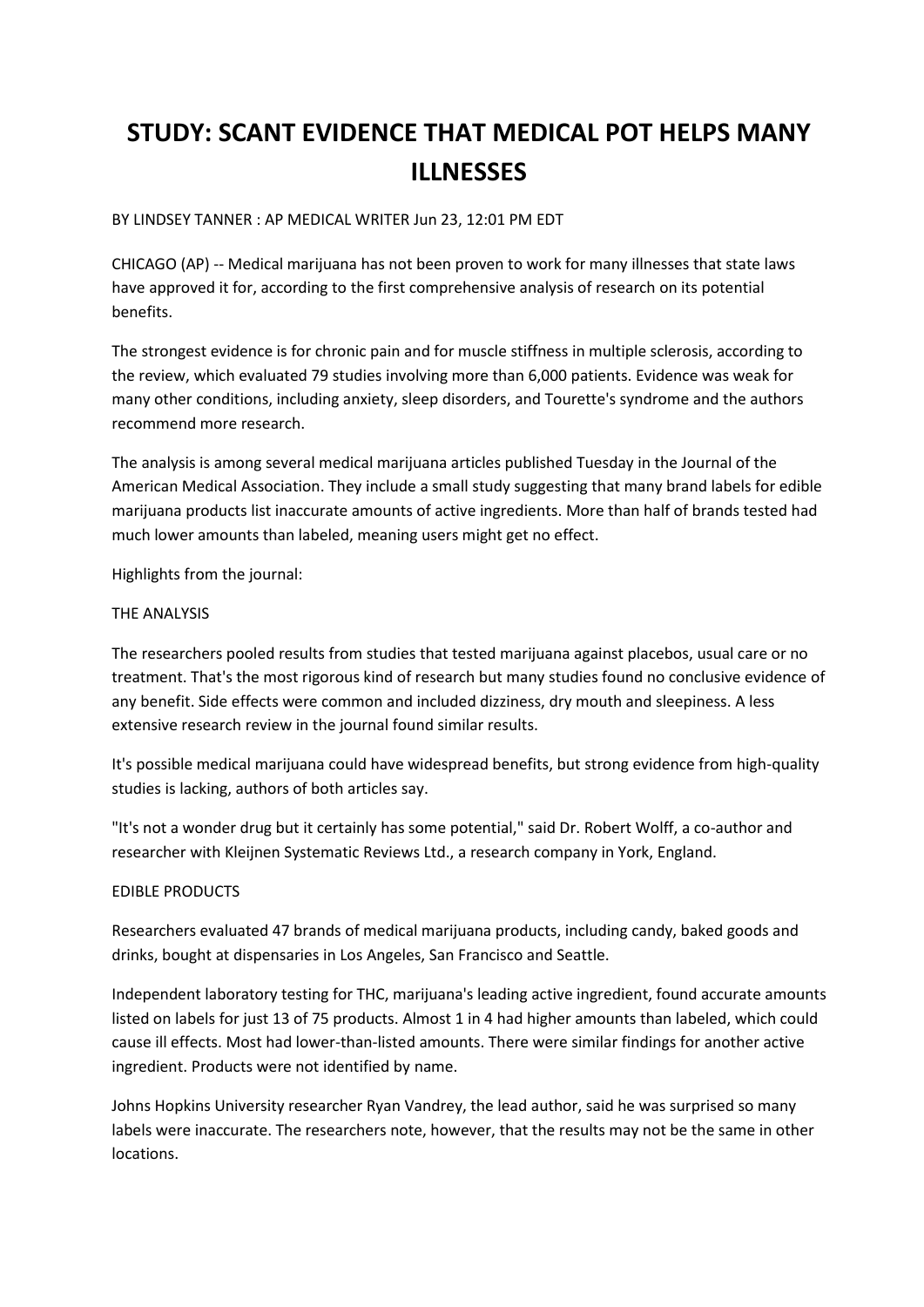# STUDY: SCANT EVIDENCE THAT MEDICAL POT HELPS MANY ILLNESSES

BY LINDSEY TANNER : AP MEDICAL WRITER Jun 23, 12:01 PM EDT

CHICAGO (AP) -- Medical marijuana has not been proven to work for many illnesses that state laws have approved it for, according to the first comprehensive analysis of research on its potential benefits.

The strongest evidence is for chronic pain and for muscle stiffness in multiple sclerosis, according to the review, which evaluated 79 studies involving more than 6,000 patients. Evidence was weak for many other conditions, including anxiety, sleep disorders, and Tourette's syndrome and the authors recommend more research.

The analysis is among several medical marijuana articles published Tuesday in the Journal of the American Medical Association. They include a small study suggesting that many brand labels for edible marijuana products list inaccurate amounts of active ingredients. More than half of brands tested had much lower amounts than labeled, meaning users might get no effect.

Highlights from the journal:

THE ANALYSIS

The researchers pooled results from studies that tested marijuana against placebos, usual care or no treatment. That's the most rigorous kind of research but many studies found no conclusive evidence of any benefit. Side effects were common and included dizziness, dry mouth and sleepiness. A less extensive research review in the journal found similar results.

It's possible medical marijuana could have widespread benefits, but strong evidence from high-quality studies is lacking, authors of both articles say.

"It's not a wonder drug but it certainly has some potential," said Dr. Robert Wolff, a co-author and researcher with Kleijnen Systematic Reviews Ltd., a research company in York, England.

EDIBLE PRODUCTS

Researchers evaluated 47 brands of medical marijuana products, including candy, baked goods and drinks, bought at dispensaries in Los Angeles, San Francisco and Seattle.

Independent laboratory testing for THC, marijuana's leading active ingredient, found accurate amounts listed on labels for just 13 of 75 products. Almost 1 in 4 had higher amounts than labeled, which could cause ill effects. Most had lower-than-listed amounts. There were similar findings for another active ingredient. Products were not identified by name.

Johns Hopkins University researcher Ryan Vandrey, the lead author, said he was surprised so many labels were inaccurate. The researchers note, however, that the results may not be the same in other locations.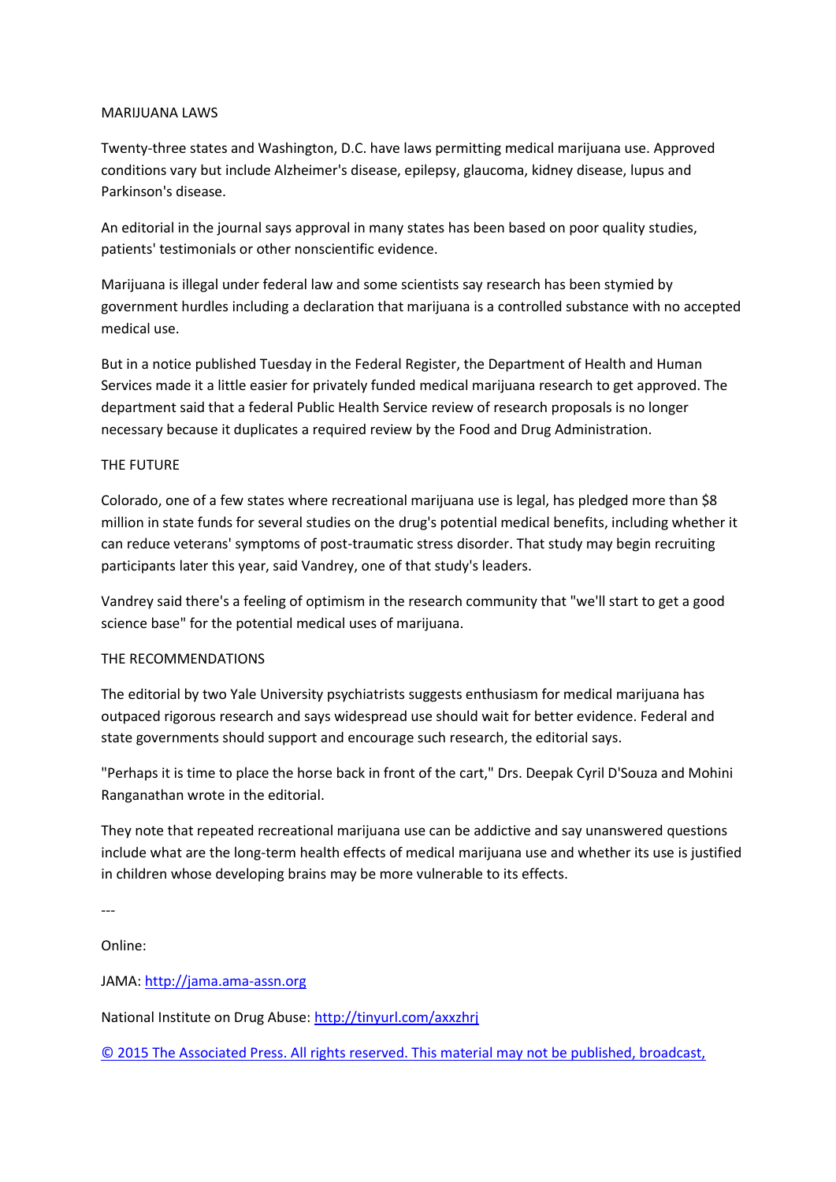## MARIJUANA LAWS

Twenty-three states and Washington, D.C. have laws permitting medical marijuana use. Approved conditions vary but include Alzheimer's disease, epilepsy, glaucoma, kidney disease, lupus and Parkinson's disease.

An editorial in the journal says approval in many states has been based on poor quality studies, patients' testimonials or other nonscientific evidence.

Marijuana is illegal under federal law and some scientists say research has been stymied by government hurdles including a declaration that marijuana is a controlled substance with no accepted medical use.

But in a notice published Tuesday in the Federal Register, the Department of Health and Human Services made it a little easier for privately funded medical marijuana research to get approved. The department said that a federal Public Health Service review of research proposals is no longer necessary because it duplicates a required review by the Food and Drug Administration.

## THE FUTURE

Colorado, one of a few states where recreational marijuana use is legal, has pledged more than $8 million in state funds for several studies on the drug's potential medical benefits, including whether it can reduce veterans' symptoms of post-traumatic stress disorder. That study may begin recruiting participants later this year, said Vandrey, one of that study's leaders.

Vandrey said there's a feeling of optimism in the research community that "we'll start to get a good science base" for the potential medical uses of marijuana.

## THE RECOMMENDATIONS

The editorial by two Yale University psychiatrists suggests enthusiasm for medical marijuana has outpaced rigorous research and says widespread use should wait for better evidence. Federal and state governments should support and encourage such research, the editorial says.

"Perhaps it is time to place the horse back in front of the cart," Drs. Deepak Cyril D'Souza and Mohini Ranganathan wrote in the editorial.

They note that repeated recreational marijuana use can be addictive and say unanswered questions include what are the long-term health effects of medical marijuana use and whether its use is justified in children whose developing brains may be more vulnerable to its effects.

---

Online:

JAMA: http://jama.ama-assn.org

National Institute on Drug Abuse: http://tinyurl.com/axxzhrj

© 2015 The Associated Press. All rights reserved. This material may not be published, broadcast,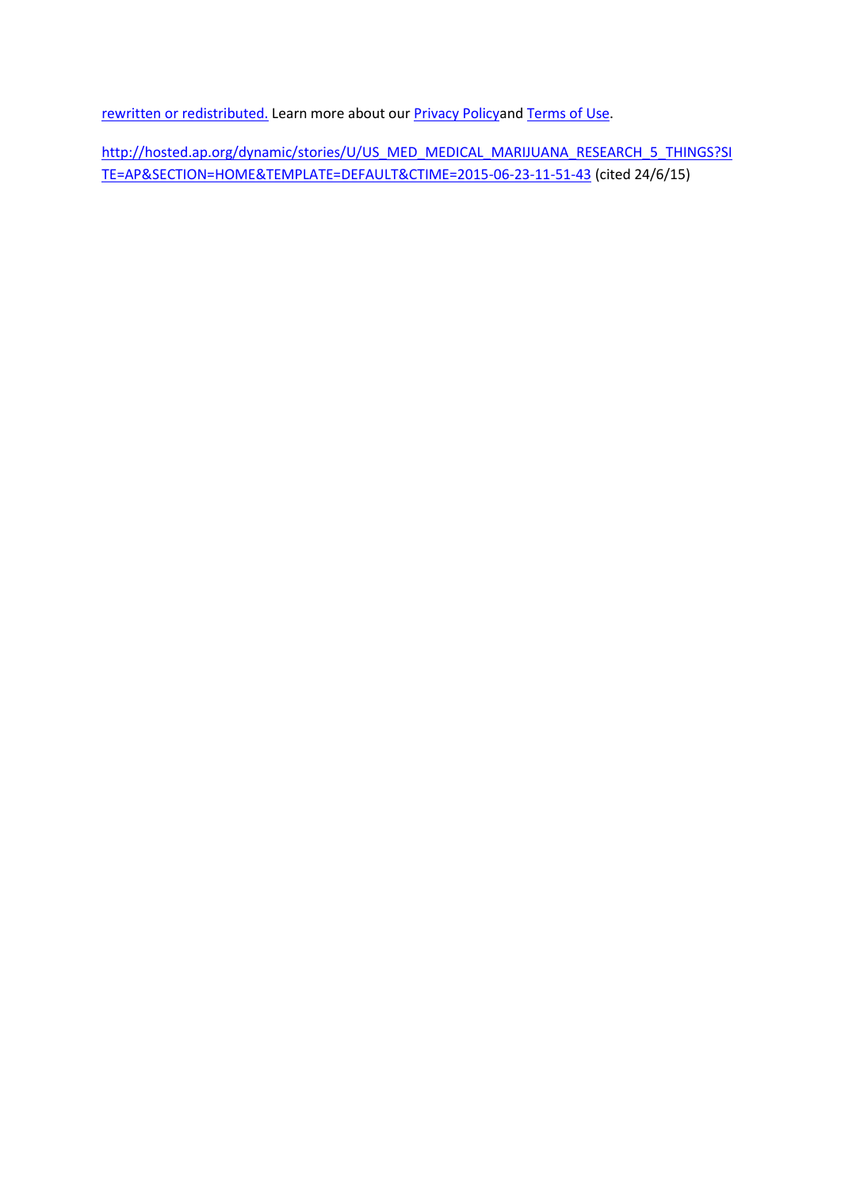rewritten or redistributed. Learn more about our Privacy Policyand Terms of Use.

http://hosted.ap.org/dynamic/stories/U/US_MED_MEDICAL_MARIJUANA_RESEARCH_5_THINGS?SITE=AP&SECTION=HOME&TEMPLATE=DEFAULT&CTIME=2015-06-23-11-51-43 (cited 24/6/15)